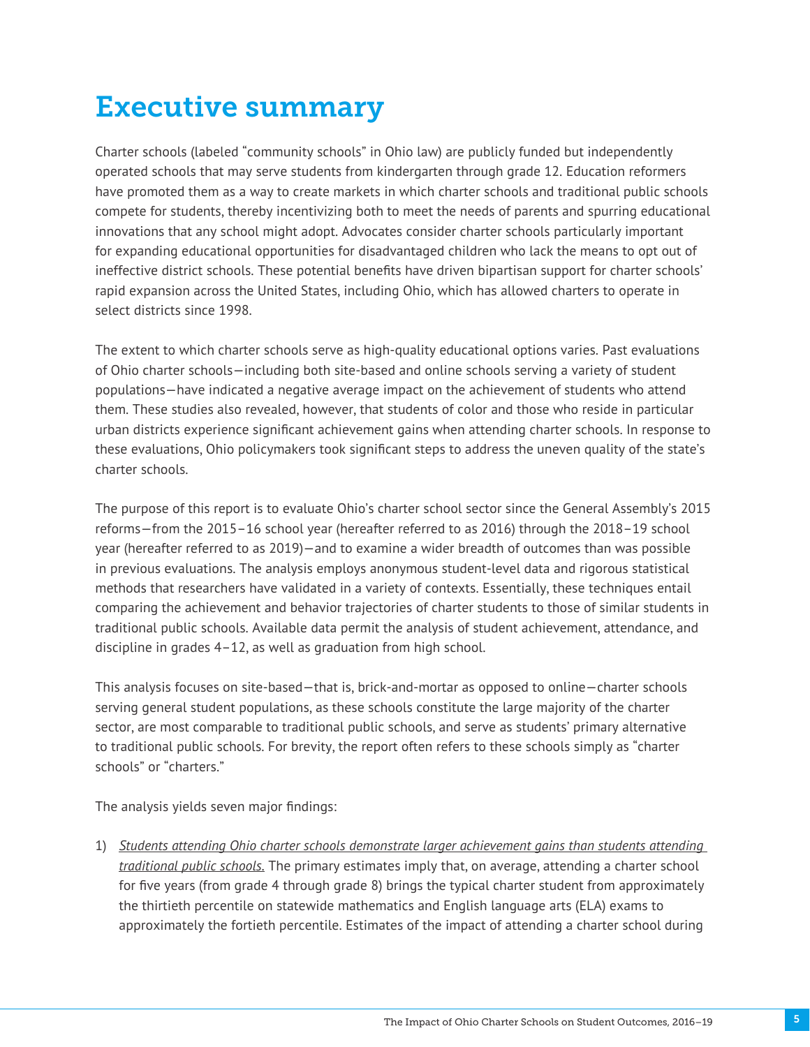# Executive summary

Charter schools (labeled "community schools" in Ohio law) are publicly funded but independently operated schools that may serve students from kindergarten through grade 12. Education reformers have promoted them as a way to create markets in which charter schools and traditional public schools compete for students, thereby incentivizing both to meet the needs of parents and spurring educational innovations that any school might adopt. Advocates consider charter schools particularly important for expanding educational opportunities for disadvantaged children who lack the means to opt out of ineffective district schools. These potential benefits have driven bipartisan support for charter schools' rapid expansion across the United States, including Ohio, which has allowed charters to operate in select districts since 1998.

The extent to which charter schools serve as high-quality educational options varies. Past evaluations of Ohio charter schools—including both site-based and online schools serving a variety of student populations—have indicated a negative average impact on the achievement of students who attend them. These studies also revealed, however, that students of color and those who reside in particular urban districts experience significant achievement gains when attending charter schools. In response to these evaluations, Ohio policymakers took significant steps to address the uneven quality of the state's charter schools.

The purpose of this report is to evaluate Ohio's charter school sector since the General Assembly's 2015 reforms—from the 2015–16 school year (hereafter referred to as 2016) through the 2018–19 school year (hereafter referred to as 2019)—and to examine a wider breadth of outcomes than was possible in previous evaluations. The analysis employs anonymous student-level data and rigorous statistical methods that researchers have validated in a variety of contexts. Essentially, these techniques entail comparing the achievement and behavior trajectories of charter students to those of similar students in traditional public schools. Available data permit the analysis of student achievement, attendance, and discipline in grades 4–12, as well as graduation from high school.

This analysis focuses on site-based—that is, brick-and-mortar as opposed to online—charter schools serving general student populations, as these schools constitute the large majority of the charter sector, are most comparable to traditional public schools, and serve as students' primary alternative to traditional public schools. For brevity, the report often refers to these schools simply as "charter schools" or "charters."

The analysis yields seven major findings:

1) *Students attending Ohio charter schools demonstrate larger achievement gains than students attending traditional public schools.* The primary estimates imply that, on average, attending a charter school for five years (from grade 4 through grade 8) brings the typical charter student from approximately the thirtieth percentile on statewide mathematics and English language arts (ELA) exams to approximately the fortieth percentile. Estimates of the impact of attending a charter school during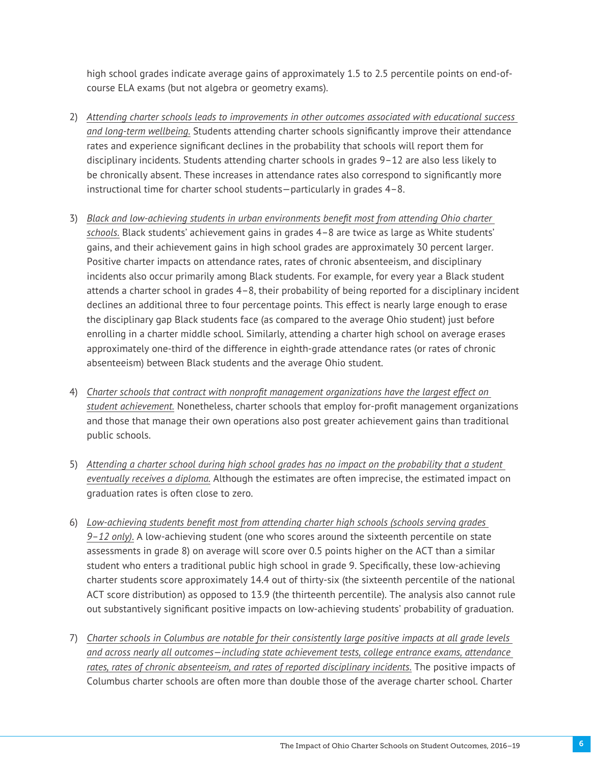high school grades indicate average gains of approximately 1.5 to 2.5 percentile points on end-of-course ELA exams (but not algebra or geometry exams).

2) *Attending charter schools leads to improvements in other outcomes associated with educational success and long-term wellbeing.* Students attending charter schools significantly improve their attendance rates and experience significant declines in the probability that schools will report them for disciplinary incidents. Students attending charter schools in grades 9–12 are also less likely to be chronically absent. These increases in attendance rates also correspond to significantly more instructional time for charter school students—particularly in grades 4–8.

3) *Black and low-achieving students in urban environments benefit most from attending Ohio charter schools.* Black students' achievement gains in grades 4–8 are twice as large as White students' gains, and their achievement gains in high school grades are approximately 30 percent larger. Positive charter impacts on attendance rates, rates of chronic absenteeism, and disciplinary incidents also occur primarily among Black students. For example, for every year a Black student attends a charter school in grades 4–8, their probability of being reported for a disciplinary incident declines an additional three to four percentage points. This effect is nearly large enough to erase the disciplinary gap Black students face (as compared to the average Ohio student) just before enrolling in a charter middle school. Similarly, attending a charter high school on average erases approximately one-third of the difference in eighth-grade attendance rates (or rates of chronic absenteeism) between Black students and the average Ohio student.

4) *Charter schools that contract with nonprofit management organizations have the largest effect on student achievement.* Nonetheless, charter schools that employ for-profit management organizations and those that manage their own operations also post greater achievement gains than traditional public schools.

5) *Attending a charter school during high school grades has no impact on the probability that a student eventually receives a diploma.* Although the estimates are often imprecise, the estimated impact on graduation rates is often close to zero.

6) *Low-achieving students benefit most from attending charter high schools (schools serving grades 9–12 only).* A low-achieving student (one who scores around the sixteenth percentile on state assessments in grade 8) on average will score over 0.5 points higher on the ACT than a similar student who enters a traditional public high school in grade 9. Specifically, these low-achieving charter students score approximately 14.4 out of thirty-six (the sixteenth percentile of the national ACT score distribution) as opposed to 13.9 (the thirteenth percentile). The analysis also cannot rule out substantively significant positive impacts on low-achieving students' probability of graduation.

7) *Charter schools in Columbus are notable for their consistently large positive impacts at all grade levels and across nearly all outcomes—including state achievement tests, college entrance exams, attendance rates, rates of chronic absenteeism, and rates of reported disciplinary incidents.* The positive impacts of Columbus charter schools are often more than double those of the average charter school. Charter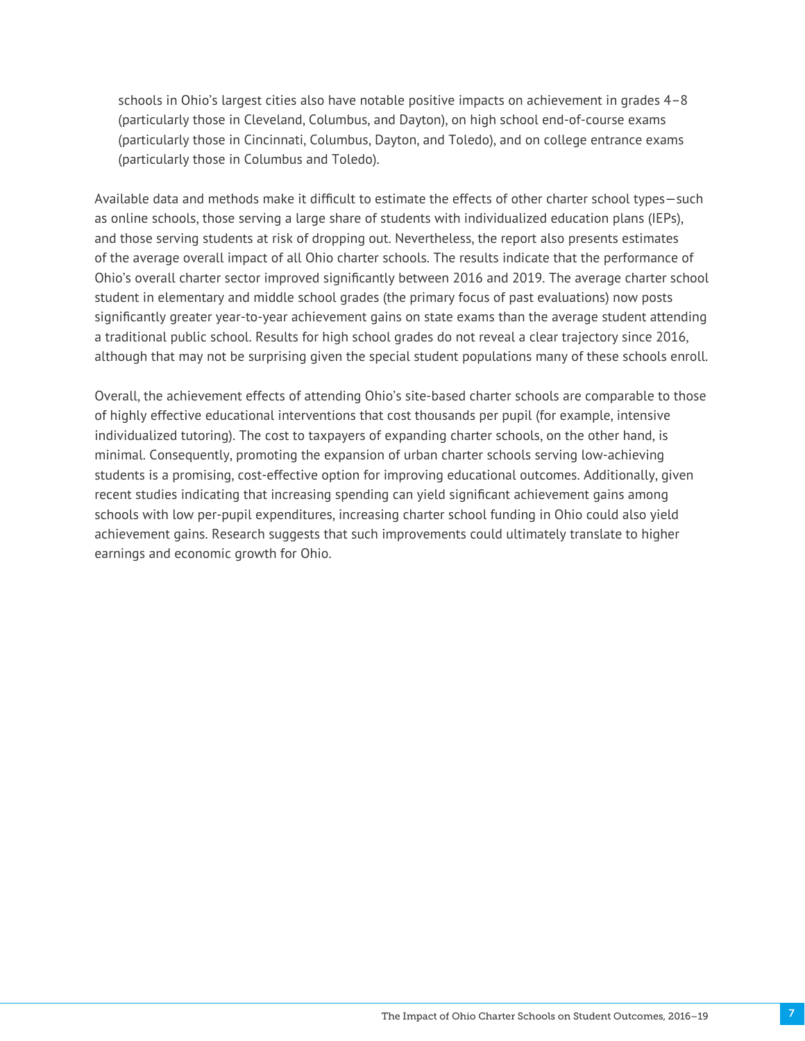schools in Ohio's largest cities also have notable positive impacts on achievement in grades 4–8 (particularly those in Cleveland, Columbus, and Dayton), on high school end-of-course exams (particularly those in Cincinnati, Columbus, Dayton, and Toledo), and on college entrance exams (particularly those in Columbus and Toledo).

Available data and methods make it difficult to estimate the effects of other charter school types—such as online schools, those serving a large share of students with individualized education plans (IEPs), and those serving students at risk of dropping out. Nevertheless, the report also presents estimates of the average overall impact of all Ohio charter schools. The results indicate that the performance of Ohio's overall charter sector improved significantly between 2016 and 2019. The average charter school student in elementary and middle school grades (the primary focus of past evaluations) now posts significantly greater year-to-year achievement gains on state exams than the average student attending a traditional public school. Results for high school grades do not reveal a clear trajectory since 2016, although that may not be surprising given the special student populations many of these schools enroll.

Overall, the achievement effects of attending Ohio's site-based charter schools are comparable to those of highly effective educational interventions that cost thousands per pupil (for example, intensive individualized tutoring). The cost to taxpayers of expanding charter schools, on the other hand, is minimal. Consequently, promoting the expansion of urban charter schools serving low-achieving students is a promising, cost-effective option for improving educational outcomes. Additionally, given recent studies indicating that increasing spending can yield significant achievement gains among schools with low per-pupil expenditures, increasing charter school funding in Ohio could also yield achievement gains. Research suggests that such improvements could ultimately translate to higher earnings and economic growth for Ohio.